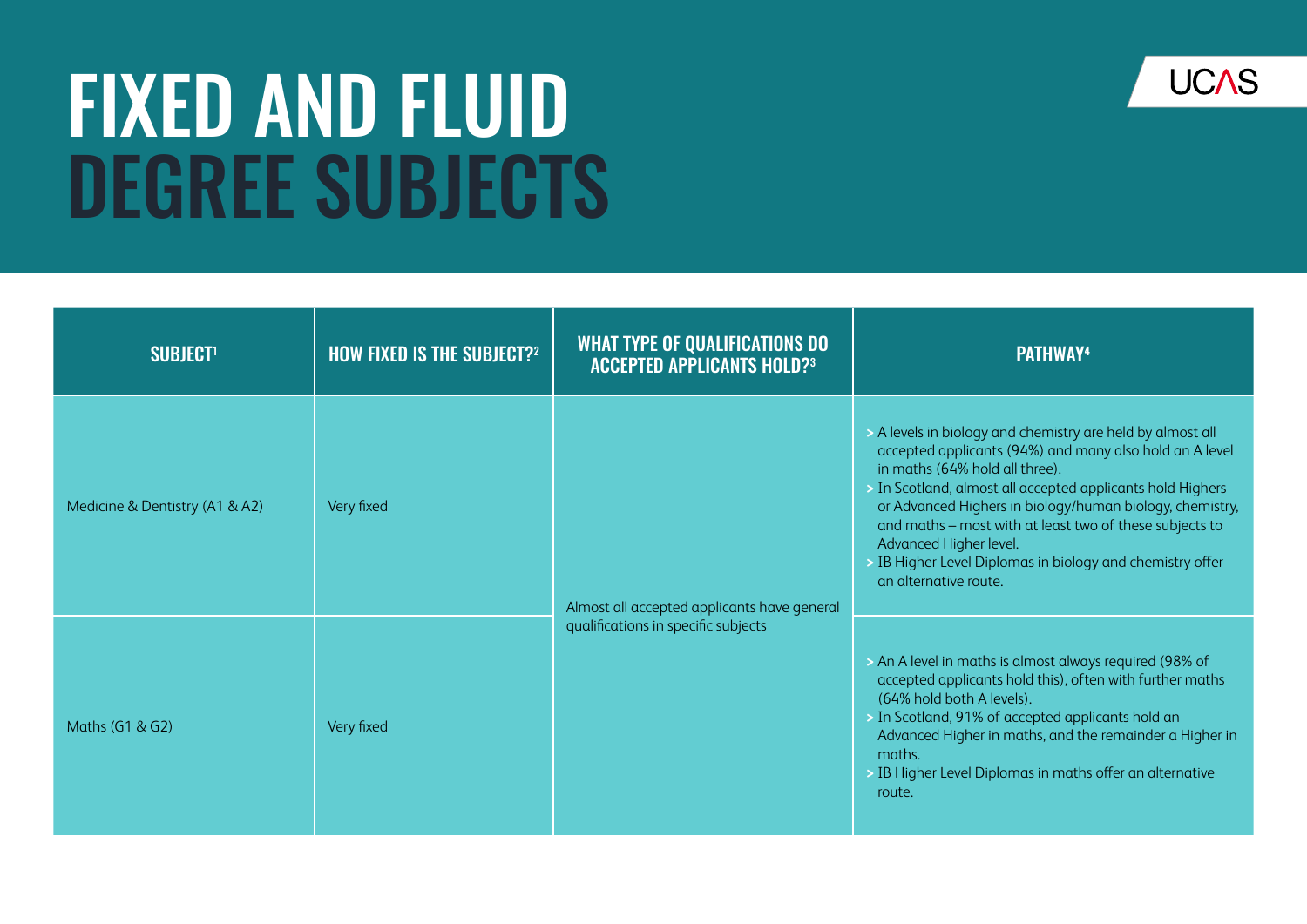# FIXED AND FLUID DEGREE SUBJECTS

UCAS

| SUBJECT[1] | HOW FIXED IS THE SUBJECT?[2] | WHAT TYPE OF QUALIFICATIONS DO ACCEPTED APPLICANTS HOLD?[3] | PATHWAY[4] |
|---|---|---|---|
| Medicine & Dentistry (A1 & A2) | Very fixed | Almost all accepted applicants have general qualifications in specific subjects | > A levels in biology and chemistry are held by almost all accepted applicants (94%) and many also hold an A level in maths (64% hold all three).<br>> In Scotland, almost all accepted applicants hold Highers or Advanced Highers in biology/human biology, chemistry, and maths – most with at least two of these subjects to Advanced Higher level.<br>> IB Higher Level Diplomas in biology and chemistry offer an alternative route. |
| Maths (G1 & G2) | Very fixed | | > An A level in maths is almost always required (98% of accepted applicants hold this), often with further maths (64% hold both A levels).<br>> In Scotland, 91% of accepted applicants hold an Advanced Higher in maths, and the remainder a Higher in maths.<br>> IB Higher Level Diplomas in maths offer an alternative route. |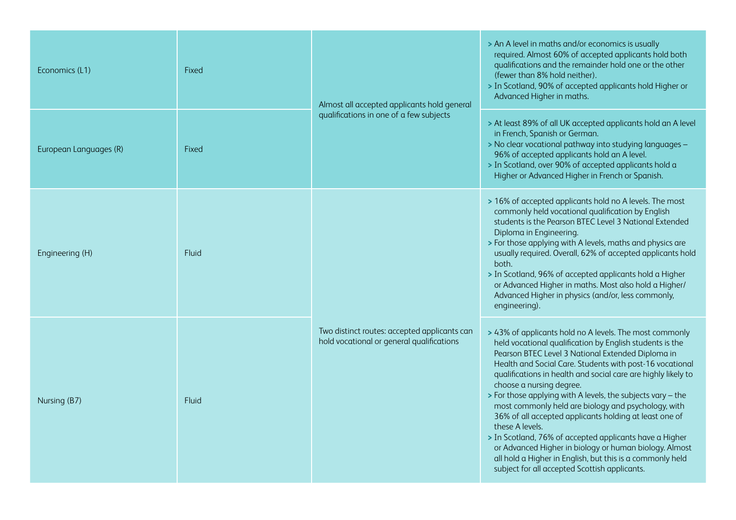| | | | |
|---|---|---|---|
| Economics (L1) | Fixed | Almost all accepted applicants hold general qualifications in one of a few subjects | > An A level in maths and/or economics is usually required. Almost 60% of accepted applicants hold both qualifications and the remainder hold one or the other (fewer than 8% hold neither).<br>> In Scotland, 90% of accepted applicants hold Higher or Advanced Higher in maths. |
| European Languages (R) | Fixed | | > At least 89% of all UK accepted applicants hold an A level in French, Spanish or German.<br>> No clear vocational pathway into studying languages – 96% of accepted applicants hold an A level.<br>> In Scotland, over 90% of accepted applicants hold a Higher or Advanced Higher in French or Spanish. |
| Engineering (H) | Fluid | Two distinct routes: accepted applicants can hold vocational or general qualifications | > 16% of accepted applicants hold no A levels. The most commonly held vocational qualification by English students is the Pearson BTEC Level 3 National Extended Diploma in Engineering.<br>> For those applying with A levels, maths and physics are usually required. Overall, 62% of accepted applicants hold both.<br>> In Scotland, 96% of accepted applicants hold a Higher or Advanced Higher in maths. Most also hold a Higher/ Advanced Higher in physics (and/or, less commonly, engineering). |
| Nursing (B7) | Fluid | | > 43% of applicants hold no A levels. The most commonly held vocational qualification by English students is the Pearson BTEC Level 3 National Extended Diploma in Health and Social Care. Students with post-16 vocational qualifications in health and social care are highly likely to choose a nursing degree.<br>> For those applying with A levels, the subjects vary – the most commonly held are biology and psychology, with 36% of all accepted applicants holding at least one of these A levels.<br>> In Scotland, 76% of accepted applicants have a Higher or Advanced Higher in biology or human biology. Almost all hold a Higher in English, but this is a commonly held subject for all accepted Scottish applicants. |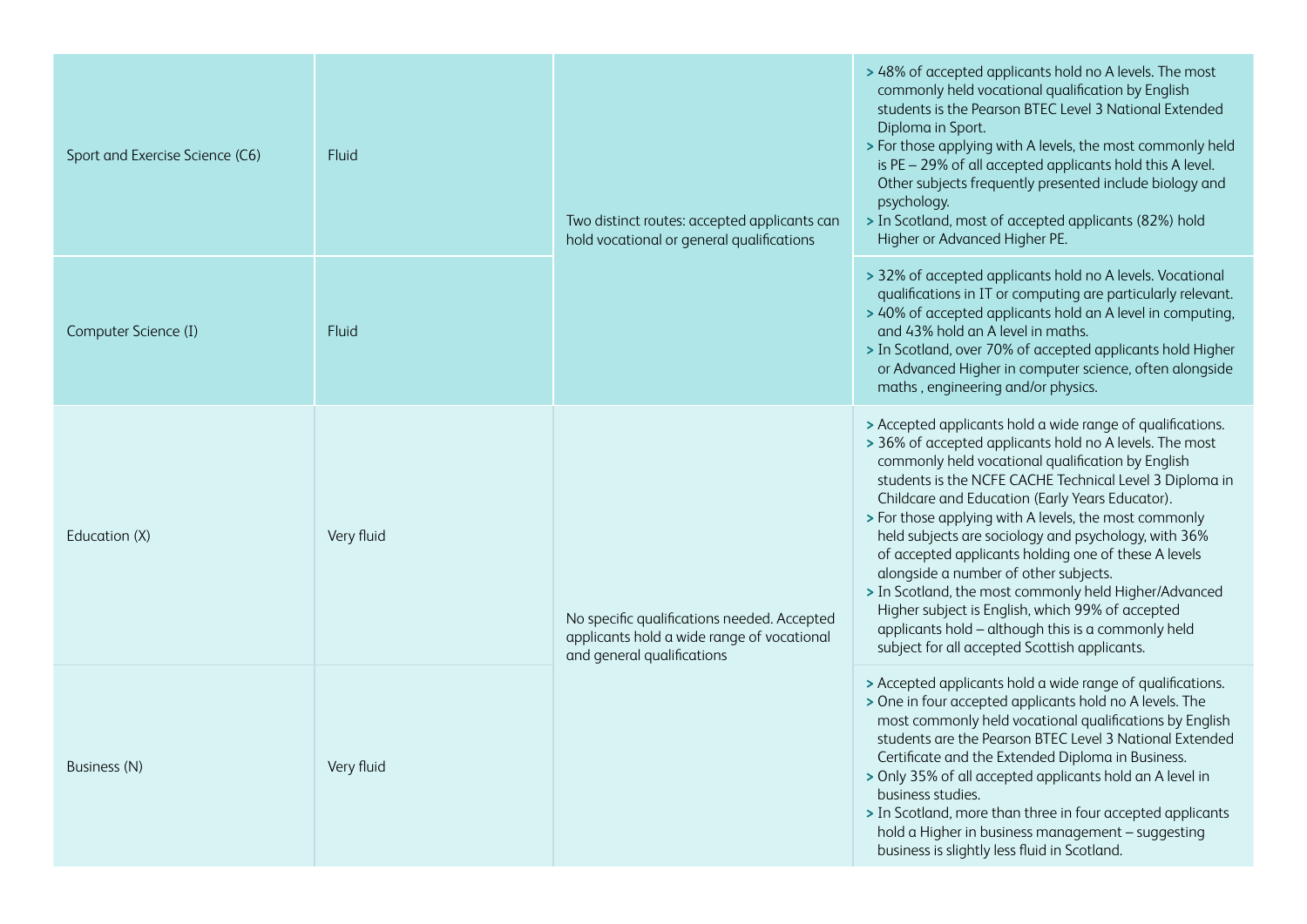| | | | |
|---|---|---|---|
| Sport and Exercise Science (C6) | Fluid | Two distinct routes: accepted applicants can hold vocational or general qualifications | > 48% of accepted applicants hold no A levels. The most commonly held vocational qualification by English students is the Pearson BTEC Level 3 National Extended Diploma in Sport.<br>> For those applying with A levels, the most commonly held is PE – 29% of all accepted applicants hold this A level. Other subjects frequently presented include biology and psychology.<br>> In Scotland, most of accepted applicants (82%) hold Higher or Advanced Higher PE. |
| Computer Science (I) | Fluid | | > 32% of accepted applicants hold no A levels. Vocational qualifications in IT or computing are particularly relevant.<br>> 40% of accepted applicants hold an A level in computing, and 43% hold an A level in maths.<br>> In Scotland, over 70% of accepted applicants hold Higher or Advanced Higher in computer science, often alongside maths , engineering and/or physics. |
| Education (X) | Very fluid | No specific qualifications needed. Accepted applicants hold a wide range of vocational and general qualifications | > Accepted applicants hold a wide range of qualifications.<br>> 36% of accepted applicants hold no A levels. The most commonly held vocational qualification by English students is the NCFE CACHE Technical Level 3 Diploma in Childcare and Education (Early Years Educator).<br>> For those applying with A levels, the most commonly held subjects are sociology and psychology, with 36% of accepted applicants holding one of these A levels alongside a number of other subjects.<br>> In Scotland, the most commonly held Higher/Advanced Higher subject is English, which 99% of accepted applicants hold – although this is a commonly held subject for all accepted Scottish applicants. |
| Business (N) | Very fluid | | > Accepted applicants hold a wide range of qualifications.<br>> One in four accepted applicants hold no A levels. The most commonly held vocational qualifications by English students are the Pearson BTEC Level 3 National Extended Certificate and the Extended Diploma in Business.<br>> Only 35% of all accepted applicants hold an A level in business studies.<br>> In Scotland, more than three in four accepted applicants hold a Higher in business management – suggesting business is slightly less fluid in Scotland. |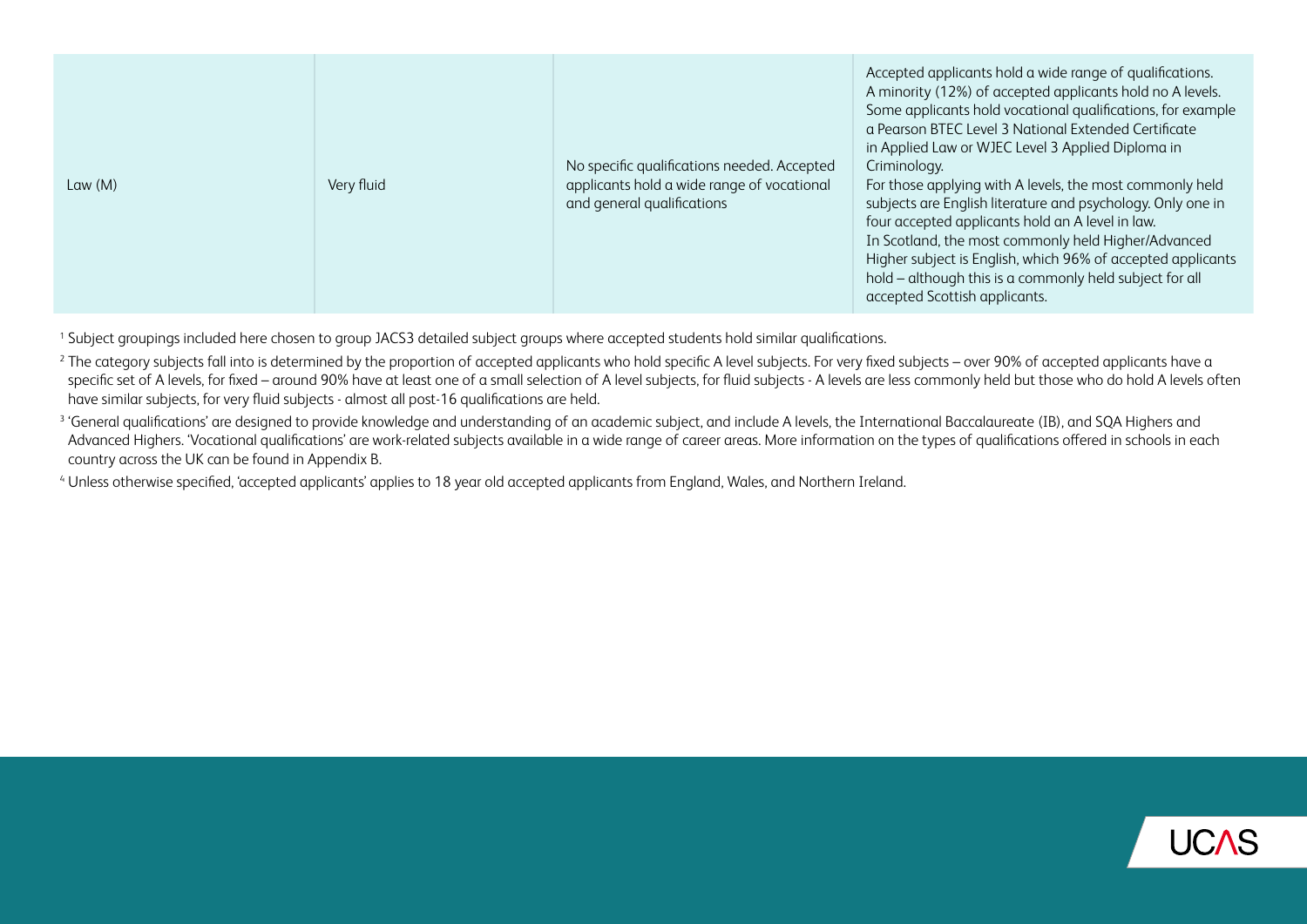| | | | |
|---|---|---|---|
| Law (M) | Very fluid | No specific qualifications needed. Accepted applicants hold a wide range of vocational and general qualifications | Accepted applicants hold a wide range of qualifications. A minority (12%) of accepted applicants hold no A levels. Some applicants hold vocational qualifications, for example a Pearson BTEC Level 3 National Extended Certificate in Applied Law or WJEC Level 3 Applied Diploma in Criminology.<br>For those applying with A levels, the most commonly held subjects are English literature and psychology. Only one in four accepted applicants hold an A level in law.<br>In Scotland, the most commonly held Higher/Advanced Higher subject is English, which 96% of accepted applicants hold – although this is a commonly held subject for all accepted Scottish applicants. |

[1] Subject groupings included here chosen to group JACS3 detailed subject groups where accepted students hold similar qualifications.

[2] The category subjects fall into is determined by the proportion of accepted applicants who hold specific A level subjects. For very fixed subjects – over 90% of accepted applicants have a specific set of A levels, for fixed – around 90% have at least one of a small selection of A level subjects, for fluid subjects - A levels are less commonly held but those who do hold A levels often have similar subjects, for very fluid subjects - almost all post-16 qualifications are held.

[3] 'General qualifications' are designed to provide knowledge and understanding of an academic subject, and include A levels, the International Baccalaureate (IB), and SQA Highers and Advanced Highers. 'Vocational qualifications' are work-related subjects available in a wide range of career areas. More information on the types of qualifications offered in schools in each country across the UK can be found in Appendix B.

[4] Unless otherwise specified, 'accepted applicants' applies to 18 year old accepted applicants from England, Wales, and Northern Ireland.